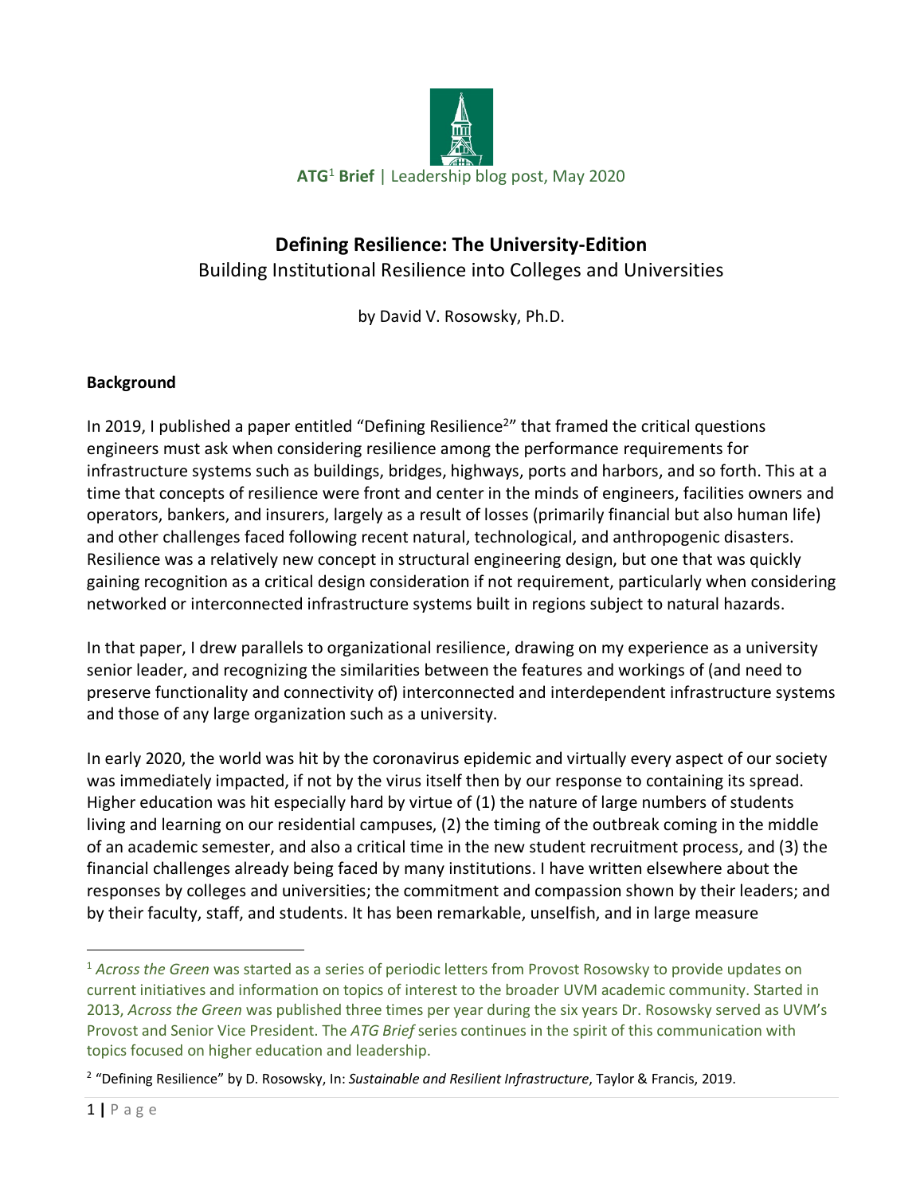**ATG**[1] **Brief** | Leadership blog post, May 2020

# Defining Resilience: The University-Edition

Building Institutional Resilience into Colleges and Universities

by David V. Rosowsky, Ph.D.

## Background

In 2019, I published a paper entitled "Defining Resilience[2]" that framed the critical questions engineers must ask when considering resilience among the performance requirements for infrastructure systems such as buildings, bridges, highways, ports and harbors, and so forth. This at a time that concepts of resilience were front and center in the minds of engineers, facilities owners and operators, bankers, and insurers, largely as a result of losses (primarily financial but also human life) and other challenges faced following recent natural, technological, and anthropogenic disasters. Resilience was a relatively new concept in structural engineering design, but one that was quickly gaining recognition as a critical design consideration if not requirement, particularly when considering networked or interconnected infrastructure systems built in regions subject to natural hazards.

In that paper, I drew parallels to organizational resilience, drawing on my experience as a university senior leader, and recognizing the similarities between the features and workings of (and need to preserve functionality and connectivity of) interconnected and interdependent infrastructure systems and those of any large organization such as a university.

In early 2020, the world was hit by the coronavirus epidemic and virtually every aspect of our society was immediately impacted, if not by the virus itself then by our response to containing its spread. Higher education was hit especially hard by virtue of (1) the nature of large numbers of students living and learning on our residential campuses, (2) the timing of the outbreak coming in the middle of an academic semester, and also a critical time in the new student recruitment process, and (3) the financial challenges already being faced by many institutions. I have written elsewhere about the responses by colleges and universities; the commitment and compassion shown by their leaders; and by their faculty, staff, and students. It has been remarkable, unselfish, and in large measure

---

[1] *Across the Green* was started as a series of periodic letters from Provost Rosowsky to provide updates on current initiatives and information on topics of interest to the broader UVM academic community. Started in 2013, *Across the Green* was published three times per year during the six years Dr. Rosowsky served as UVM's Provost and Senior Vice President. The *ATG Brief* series continues in the spirit of this communication with topics focused on higher education and leadership.

[2] "Defining Resilience" by D. Rosowsky, In: *Sustainable and Resilient Infrastructure*, Taylor & Francis, 2019.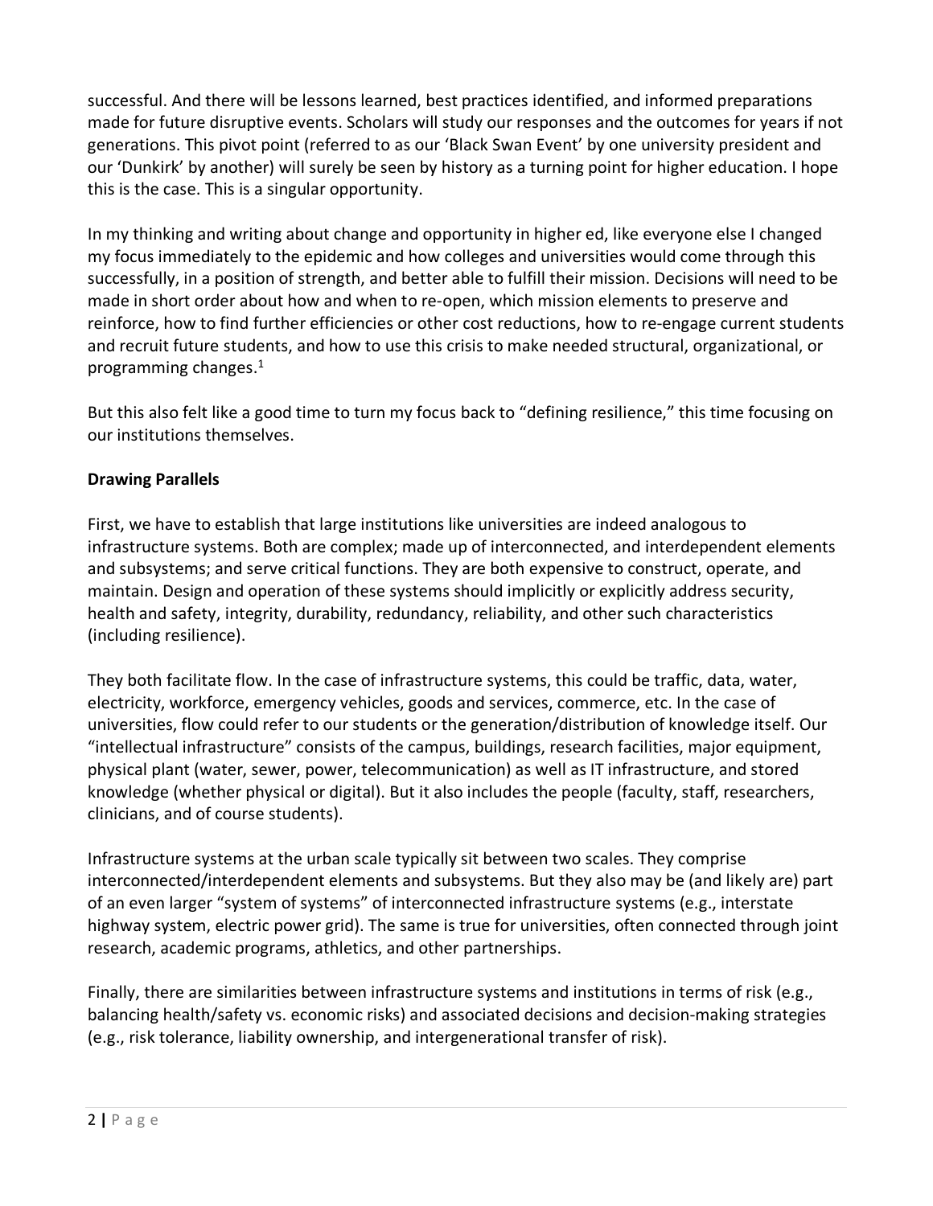successful. And there will be lessons learned, best practices identified, and informed preparations made for future disruptive events. Scholars will study our responses and the outcomes for years if not generations. This pivot point (referred to as our 'Black Swan Event' by one university president and our 'Dunkirk' by another) will surely be seen by history as a turning point for higher education. I hope this is the case. This is a singular opportunity.

In my thinking and writing about change and opportunity in higher ed, like everyone else I changed my focus immediately to the epidemic and how colleges and universities would come through this successfully, in a position of strength, and better able to fulfill their mission. Decisions will need to be made in short order about how and when to re-open, which mission elements to preserve and reinforce, how to find further efficiencies or other cost reductions, how to re-engage current students and recruit future students, and how to use this crisis to make needed structural, organizational, or programming changes.[1]

But this also felt like a good time to turn my focus back to "defining resilience," this time focusing on our institutions themselves.

**Drawing Parallels**

First, we have to establish that large institutions like universities are indeed analogous to infrastructure systems. Both are complex; made up of interconnected, and interdependent elements and subsystems; and serve critical functions. They are both expensive to construct, operate, and maintain. Design and operation of these systems should implicitly or explicitly address security, health and safety, integrity, durability, redundancy, reliability, and other such characteristics (including resilience).

They both facilitate flow. In the case of infrastructure systems, this could be traffic, data, water, electricity, workforce, emergency vehicles, goods and services, commerce, etc. In the case of universities, flow could refer to our students or the generation/distribution of knowledge itself. Our "intellectual infrastructure" consists of the campus, buildings, research facilities, major equipment, physical plant (water, sewer, power, telecommunication) as well as IT infrastructure, and stored knowledge (whether physical or digital). But it also includes the people (faculty, staff, researchers, clinicians, and of course students).

Infrastructure systems at the urban scale typically sit between two scales. They comprise interconnected/interdependent elements and subsystems. But they also may be (and likely are) part of an even larger "system of systems" of interconnected infrastructure systems (e.g., interstate highway system, electric power grid). The same is true for universities, often connected through joint research, academic programs, athletics, and other partnerships.

Finally, there are similarities between infrastructure systems and institutions in terms of risk (e.g., balancing health/safety vs. economic risks) and associated decisions and decision-making strategies (e.g., risk tolerance, liability ownership, and intergenerational transfer of risk).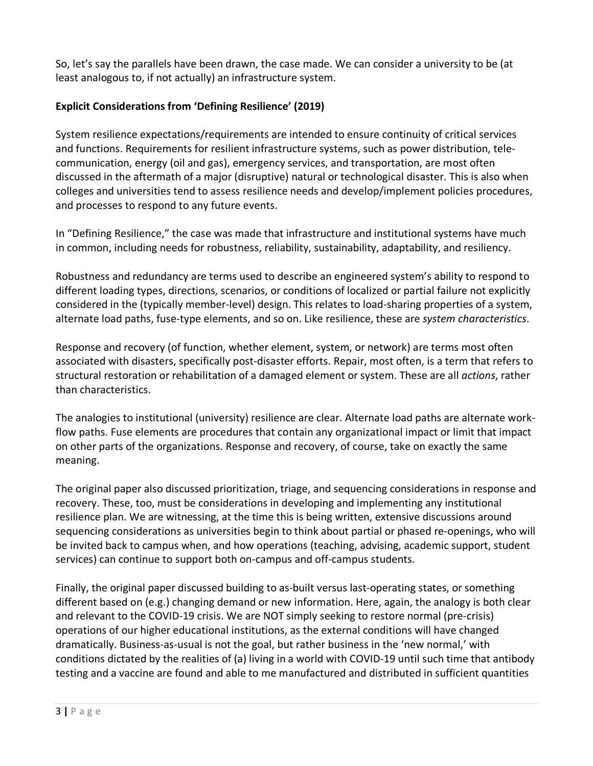So, let's say the parallels have been drawn, the case made. We can consider a university to be (at least analogous to, if not actually) an infrastructure system.

## Explicit Considerations from 'Defining Resilience' (2019)

System resilience expectations/requirements are intended to ensure continuity of critical services and functions. Requirements for resilient infrastructure systems, such as power distribution, tele-communication, energy (oil and gas), emergency services, and transportation, are most often discussed in the aftermath of a major (disruptive) natural or technological disaster. This is also when colleges and universities tend to assess resilience needs and develop/implement policies procedures, and processes to respond to any future events.

In "Defining Resilience," the case was made that infrastructure and institutional systems have much in common, including needs for robustness, reliability, sustainability, adaptability, and resiliency.

Robustness and redundancy are terms used to describe an engineered system's ability to respond to different loading types, directions, scenarios, or conditions of localized or partial failure not explicitly considered in the (typically member-level) design. This relates to load-sharing properties of a system, alternate load paths, fuse-type elements, and so on. Like resilience, these are *system characteristics*.

Response and recovery (of function, whether element, system, or network) are terms most often associated with disasters, specifically post-disaster efforts. Repair, most often, is a term that refers to structural restoration or rehabilitation of a damaged element or system. These are all *actions*, rather than characteristics.

The analogies to institutional (university) resilience are clear. Alternate load paths are alternate work-flow paths. Fuse elements are procedures that contain any organizational impact or limit that impact on other parts of the organizations. Response and recovery, of course, take on exactly the same meaning.

The original paper also discussed prioritization, triage, and sequencing considerations in response and recovery. These, too, must be considerations in developing and implementing any institutional resilience plan. We are witnessing, at the time this is being written, extensive discussions around sequencing considerations as universities begin to think about partial or phased re-openings, who will be invited back to campus when, and how operations (teaching, advising, academic support, student services) can continue to support both on-campus and off-campus students.

Finally, the original paper discussed building to as-built versus last-operating states, or something different based on (e.g.) changing demand or new information. Here, again, the analogy is both clear and relevant to the COVID-19 crisis. We are NOT simply seeking to restore normal (pre-crisis) operations of our higher educational institutions, as the external conditions will have changed dramatically. Business-as-usual is not the goal, but rather business in the 'new normal,' with conditions dictated by the realities of (a) living in a world with COVID-19 until such time that antibody testing and a vaccine are found and able to me manufactured and distributed in sufficient quantities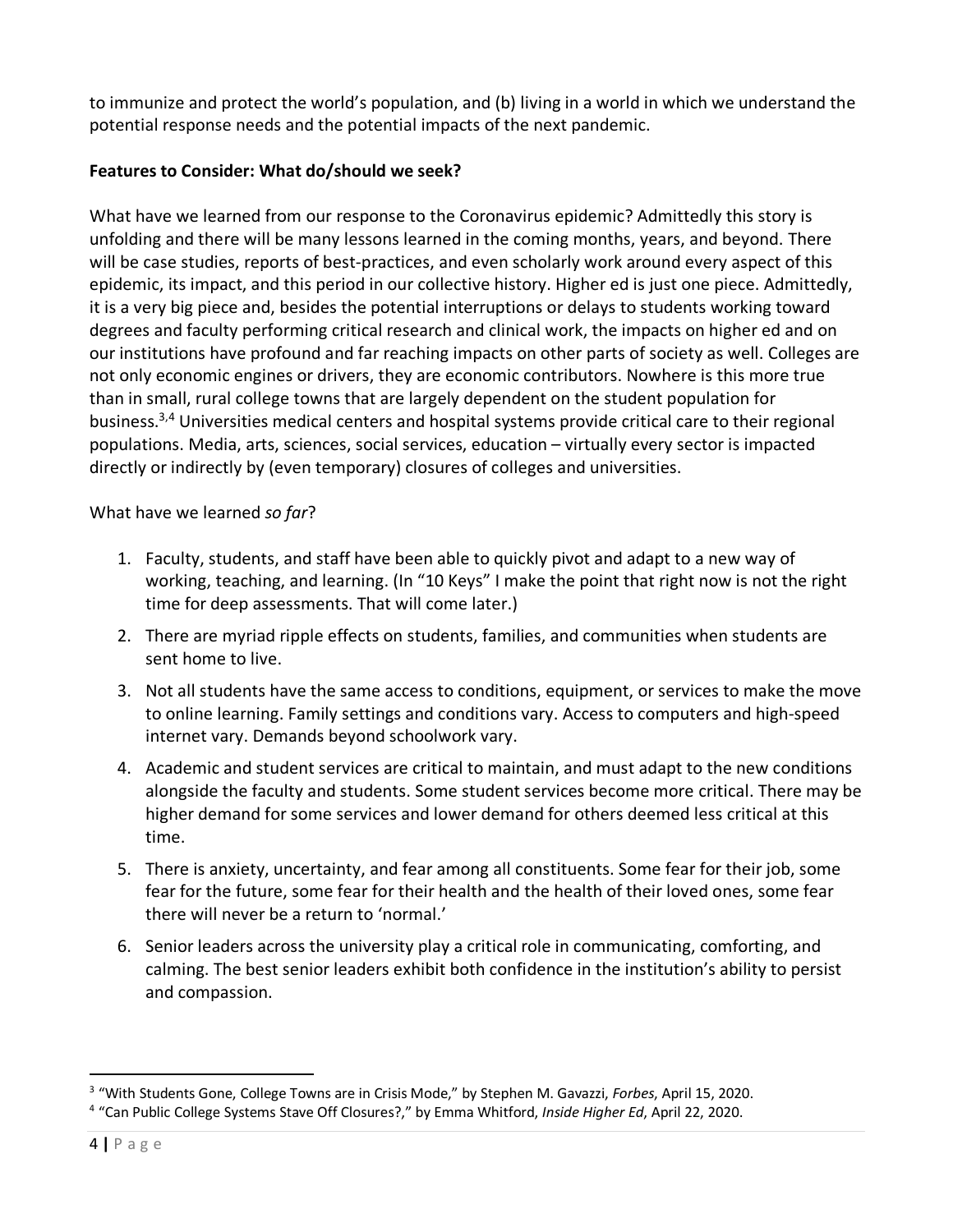to immunize and protect the world's population, and (b) living in a world in which we understand the potential response needs and the potential impacts of the next pandemic.

**Features to Consider: What do/should we seek?**

What have we learned from our response to the Coronavirus epidemic? Admittedly this story is unfolding and there will be many lessons learned in the coming months, years, and beyond. There will be case studies, reports of best-practices, and even scholarly work around every aspect of this epidemic, its impact, and this period in our collective history. Higher ed is just one piece. Admittedly, it is a very big piece and, besides the potential interruptions or delays to students working toward degrees and faculty performing critical research and clinical work, the impacts on higher ed and on our institutions have profound and far reaching impacts on other parts of society as well. Colleges are not only economic engines or drivers, they are economic contributors. Nowhere is this more true than in small, rural college towns that are largely dependent on the student population for business.[3,4] Universities medical centers and hospital systems provide critical care to their regional populations. Media, arts, sciences, social services, education – virtually every sector is impacted directly or indirectly by (even temporary) closures of colleges and universities.

What have we learned *so far*?

1. Faculty, students, and staff have been able to quickly pivot and adapt to a new way of working, teaching, and learning. (In "10 Keys" I make the point that right now is not the right time for deep assessments. That will come later.)
2. There are myriad ripple effects on students, families, and communities when students are sent home to live.
3. Not all students have the same access to conditions, equipment, or services to make the move to online learning. Family settings and conditions vary. Access to computers and high-speed internet vary. Demands beyond schoolwork vary.
4. Academic and student services are critical to maintain, and must adapt to the new conditions alongside the faculty and students. Some student services become more critical. There may be higher demand for some services and lower demand for others deemed less critical at this time.
5. There is anxiety, uncertainty, and fear among all constituents. Some fear for their job, some fear for the future, some fear for their health and the health of their loved ones, some fear there will never be a return to 'normal.'
6. Senior leaders across the university play a critical role in communicating, comforting, and calming. The best senior leaders exhibit both confidence in the institution's ability to persist and compassion.

---

[3] "With Students Gone, College Towns are in Crisis Mode," by Stephen M. Gavazzi, *Forbes*, April 15, 2020.

[4] "Can Public College Systems Stave Off Closures?," by Emma Whitford, *Inside Higher Ed*, April 22, 2020.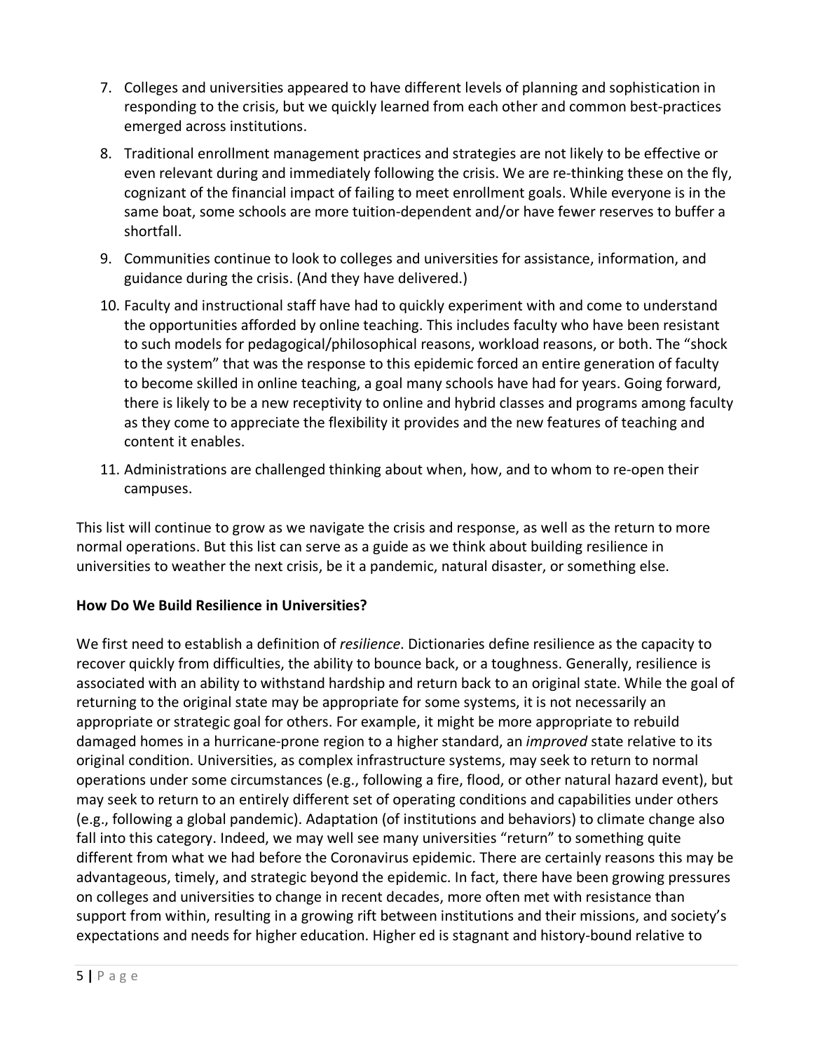7. Colleges and universities appeared to have different levels of planning and sophistication in responding to the crisis, but we quickly learned from each other and common best-practices emerged across institutions.
8. Traditional enrollment management practices and strategies are not likely to be effective or even relevant during and immediately following the crisis. We are re-thinking these on the fly, cognizant of the financial impact of failing to meet enrollment goals. While everyone is in the same boat, some schools are more tuition-dependent and/or have fewer reserves to buffer a shortfall.
9. Communities continue to look to colleges and universities for assistance, information, and guidance during the crisis. (And they have delivered.)
10. Faculty and instructional staff have had to quickly experiment with and come to understand the opportunities afforded by online teaching. This includes faculty who have been resistant to such models for pedagogical/philosophical reasons, workload reasons, or both. The "shock to the system" that was the response to this epidemic forced an entire generation of faculty to become skilled in online teaching, a goal many schools have had for years. Going forward, there is likely to be a new receptivity to online and hybrid classes and programs among faculty as they come to appreciate the flexibility it provides and the new features of teaching and content it enables.
11. Administrations are challenged thinking about when, how, and to whom to re-open their campuses.

This list will continue to grow as we navigate the crisis and response, as well as the return to more normal operations. But this list can serve as a guide as we think about building resilience in universities to weather the next crisis, be it a pandemic, natural disaster, or something else.

**How Do We Build Resilience in Universities?**

We first need to establish a definition of *resilience*. Dictionaries define resilience as the capacity to recover quickly from difficulties, the ability to bounce back, or a toughness. Generally, resilience is associated with an ability to withstand hardship and return back to an original state. While the goal of returning to the original state may be appropriate for some systems, it is not necessarily an appropriate or strategic goal for others. For example, it might be more appropriate to rebuild damaged homes in a hurricane-prone region to a higher standard, an *improved* state relative to its original condition. Universities, as complex infrastructure systems, may seek to return to normal operations under some circumstances (e.g., following a fire, flood, or other natural hazard event), but may seek to return to an entirely different set of operating conditions and capabilities under others (e.g., following a global pandemic). Adaptation (of institutions and behaviors) to climate change also fall into this category. Indeed, we may well see many universities "return" to something quite different from what we had before the Coronavirus epidemic. There are certainly reasons this may be advantageous, timely, and strategic beyond the epidemic. In fact, there have been growing pressures on colleges and universities to change in recent decades, more often met with resistance than support from within, resulting in a growing rift between institutions and their missions, and society's expectations and needs for higher education. Higher ed is stagnant and history-bound relative to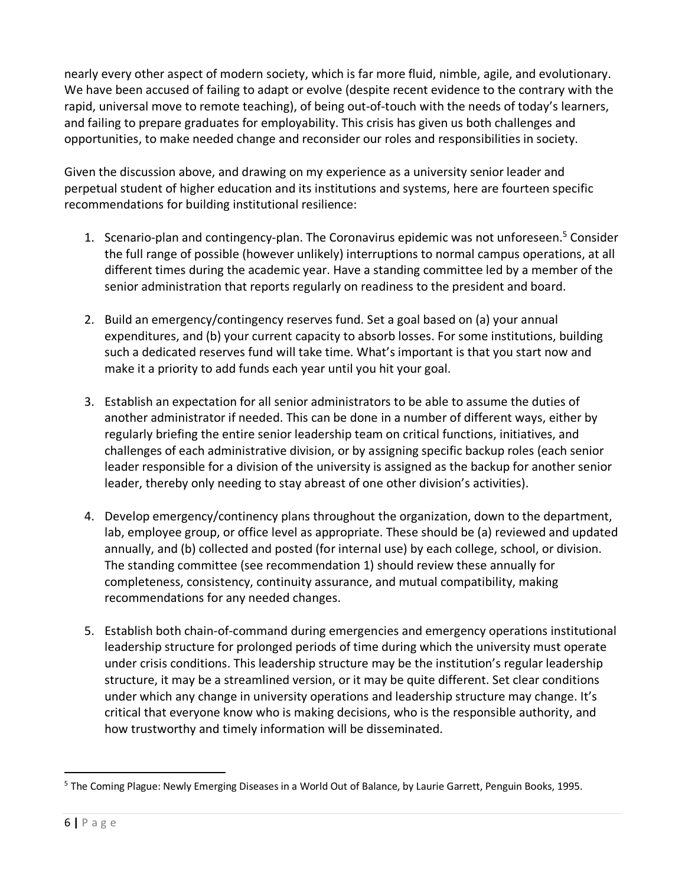nearly every other aspect of modern society, which is far more fluid, nimble, agile, and evolutionary. We have been accused of failing to adapt or evolve (despite recent evidence to the contrary with the rapid, universal move to remote teaching), of being out-of-touch with the needs of today's learners, and failing to prepare graduates for employability. This crisis has given us both challenges and opportunities, to make needed change and reconsider our roles and responsibilities in society.

Given the discussion above, and drawing on my experience as a university senior leader and perpetual student of higher education and its institutions and systems, here are fourteen specific recommendations for building institutional resilience:

1. Scenario-plan and contingency-plan. The Coronavirus epidemic was not unforeseen.[5] Consider the full range of possible (however unlikely) interruptions to normal campus operations, at all different times during the academic year. Have a standing committee led by a member of the senior administration that reports regularly on readiness to the president and board.

2. Build an emergency/contingency reserves fund. Set a goal based on (a) your annual expenditures, and (b) your current capacity to absorb losses. For some institutions, building such a dedicated reserves fund will take time. What's important is that you start now and make it a priority to add funds each year until you hit your goal.

3. Establish an expectation for all senior administrators to be able to assume the duties of another administrator if needed. This can be done in a number of different ways, either by regularly briefing the entire senior leadership team on critical functions, initiatives, and challenges of each administrative division, or by assigning specific backup roles (each senior leader responsible for a division of the university is assigned as the backup for another senior leader, thereby only needing to stay abreast of one other division's activities).

4. Develop emergency/continency plans throughout the organization, down to the department, lab, employee group, or office level as appropriate. These should be (a) reviewed and updated annually, and (b) collected and posted (for internal use) by each college, school, or division. The standing committee (see recommendation 1) should review these annually for completeness, consistency, continuity assurance, and mutual compatibility, making recommendations for any needed changes.

5. Establish both chain-of-command during emergencies and emergency operations institutional leadership structure for prolonged periods of time during which the university must operate under crisis conditions. This leadership structure may be the institution's regular leadership structure, it may be a streamlined version, or it may be quite different. Set clear conditions under which any change in university operations and leadership structure may change. It's critical that everyone know who is making decisions, who is the responsible authority, and how trustworthy and timely information will be disseminated.

---

[5] The Coming Plague: Newly Emerging Diseases in a World Out of Balance, by Laurie Garrett, Penguin Books, 1995.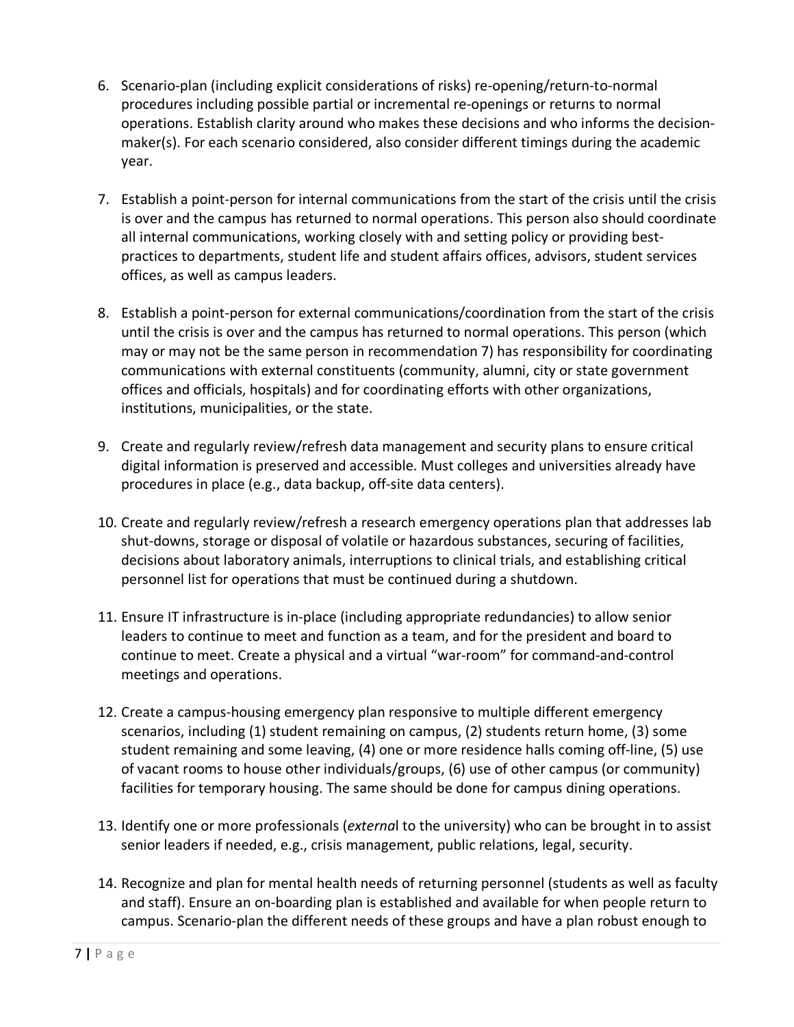6. Scenario-plan (including explicit considerations of risks) re-opening/return-to-normal procedures including possible partial or incremental re-openings or returns to normal operations. Establish clarity around who makes these decisions and who informs the decision-maker(s). For each scenario considered, also consider different timings during the academic year.

7. Establish a point-person for internal communications from the start of the crisis until the crisis is over and the campus has returned to normal operations. This person also should coordinate all internal communications, working closely with and setting policy or providing best-practices to departments, student life and student affairs offices, advisors, student services offices, as well as campus leaders.

8. Establish a point-person for external communications/coordination from the start of the crisis until the crisis is over and the campus has returned to normal operations. This person (which may or may not be the same person in recommendation 7) has responsibility for coordinating communications with external constituents (community, alumni, city or state government offices and officials, hospitals) and for coordinating efforts with other organizations, institutions, municipalities, or the state.

9. Create and regularly review/refresh data management and security plans to ensure critical digital information is preserved and accessible. Must colleges and universities already have procedures in place (e.g., data backup, off-site data centers).

10. Create and regularly review/refresh a research emergency operations plan that addresses lab shut-downs, storage or disposal of volatile or hazardous substances, securing of facilities, decisions about laboratory animals, interruptions to clinical trials, and establishing critical personnel list for operations that must be continued during a shutdown.

11. Ensure IT infrastructure is in-place (including appropriate redundancies) to allow senior leaders to continue to meet and function as a team, and for the president and board to continue to meet. Create a physical and a virtual "war-room" for command-and-control meetings and operations.

12. Create a campus-housing emergency plan responsive to multiple different emergency scenarios, including (1) student remaining on campus, (2) students return home, (3) some student remaining and some leaving, (4) one or more residence halls coming off-line, (5) use of vacant rooms to house other individuals/groups, (6) use of other campus (or community) facilities for temporary housing. The same should be done for campus dining operations.

13. Identify one or more professionals (*externa*l to the university) who can be brought in to assist senior leaders if needed, e.g., crisis management, public relations, legal, security.

14. Recognize and plan for mental health needs of returning personnel (students as well as faculty and staff). Ensure an on-boarding plan is established and available for when people return to campus. Scenario-plan the different needs of these groups and have a plan robust enough to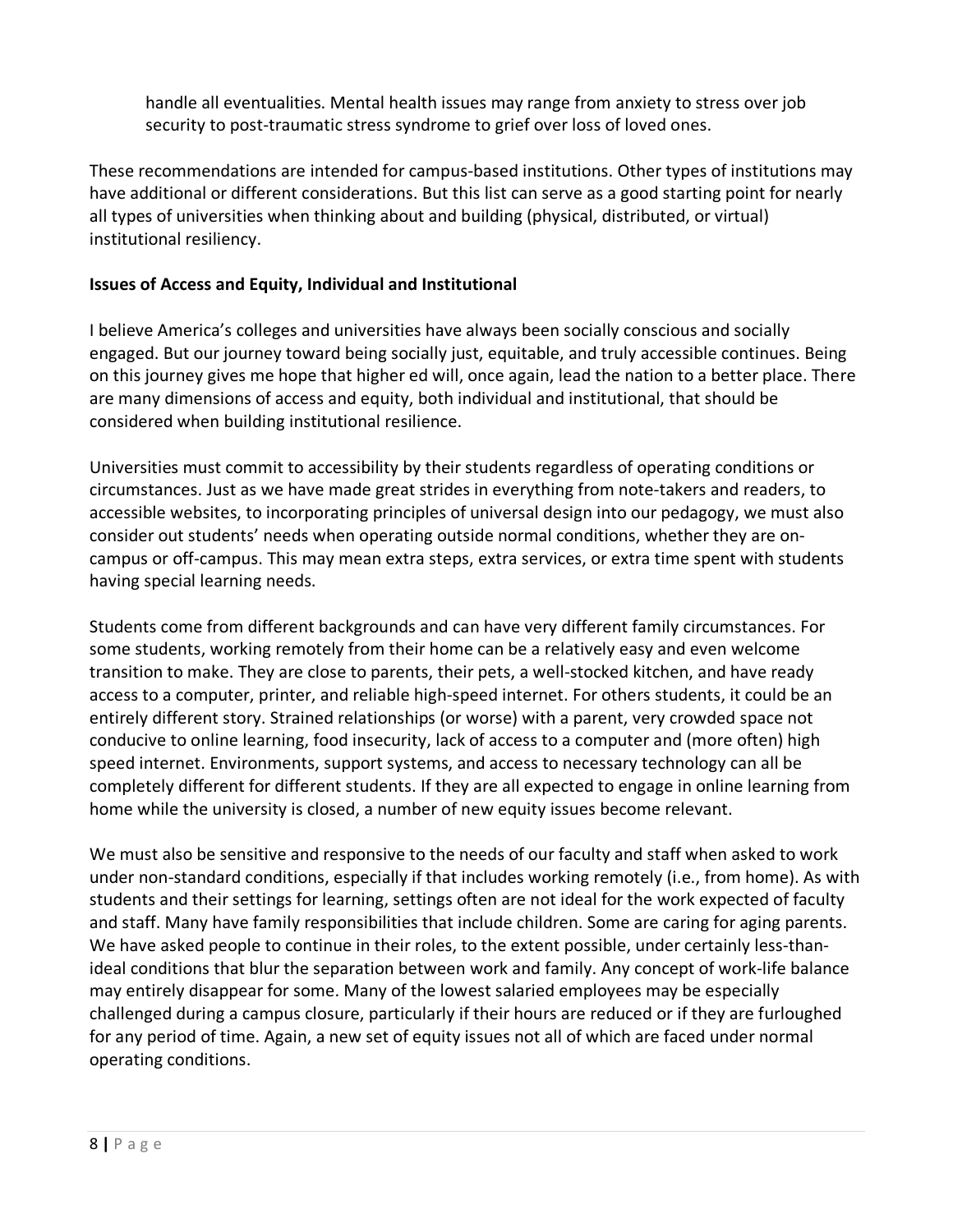handle all eventualities. Mental health issues may range from anxiety to stress over job security to post-traumatic stress syndrome to grief over loss of loved ones.

These recommendations are intended for campus-based institutions. Other types of institutions may have additional or different considerations. But this list can serve as a good starting point for nearly all types of universities when thinking about and building (physical, distributed, or virtual) institutional resiliency.

**Issues of Access and Equity, Individual and Institutional**

I believe America's colleges and universities have always been socially conscious and socially engaged. But our journey toward being socially just, equitable, and truly accessible continues. Being on this journey gives me hope that higher ed will, once again, lead the nation to a better place. There are many dimensions of access and equity, both individual and institutional, that should be considered when building institutional resilience.

Universities must commit to accessibility by their students regardless of operating conditions or circumstances. Just as we have made great strides in everything from note-takers and readers, to accessible websites, to incorporating principles of universal design into our pedagogy, we must also consider out students' needs when operating outside normal conditions, whether they are on-campus or off-campus. This may mean extra steps, extra services, or extra time spent with students having special learning needs.

Students come from different backgrounds and can have very different family circumstances. For some students, working remotely from their home can be a relatively easy and even welcome transition to make. They are close to parents, their pets, a well-stocked kitchen, and have ready access to a computer, printer, and reliable high-speed internet. For others students, it could be an entirely different story. Strained relationships (or worse) with a parent, very crowded space not conducive to online learning, food insecurity, lack of access to a computer and (more often) high speed internet. Environments, support systems, and access to necessary technology can all be completely different for different students. If they are all expected to engage in online learning from home while the university is closed, a number of new equity issues become relevant.

We must also be sensitive and responsive to the needs of our faculty and staff when asked to work under non-standard conditions, especially if that includes working remotely (i.e., from home). As with students and their settings for learning, settings often are not ideal for the work expected of faculty and staff. Many have family responsibilities that include children. Some are caring for aging parents. We have asked people to continue in their roles, to the extent possible, under certainly less-than-ideal conditions that blur the separation between work and family. Any concept of work-life balance may entirely disappear for some. Many of the lowest salaried employees may be especially challenged during a campus closure, particularly if their hours are reduced or if they are furloughed for any period of time. Again, a new set of equity issues not all of which are faced under normal operating conditions.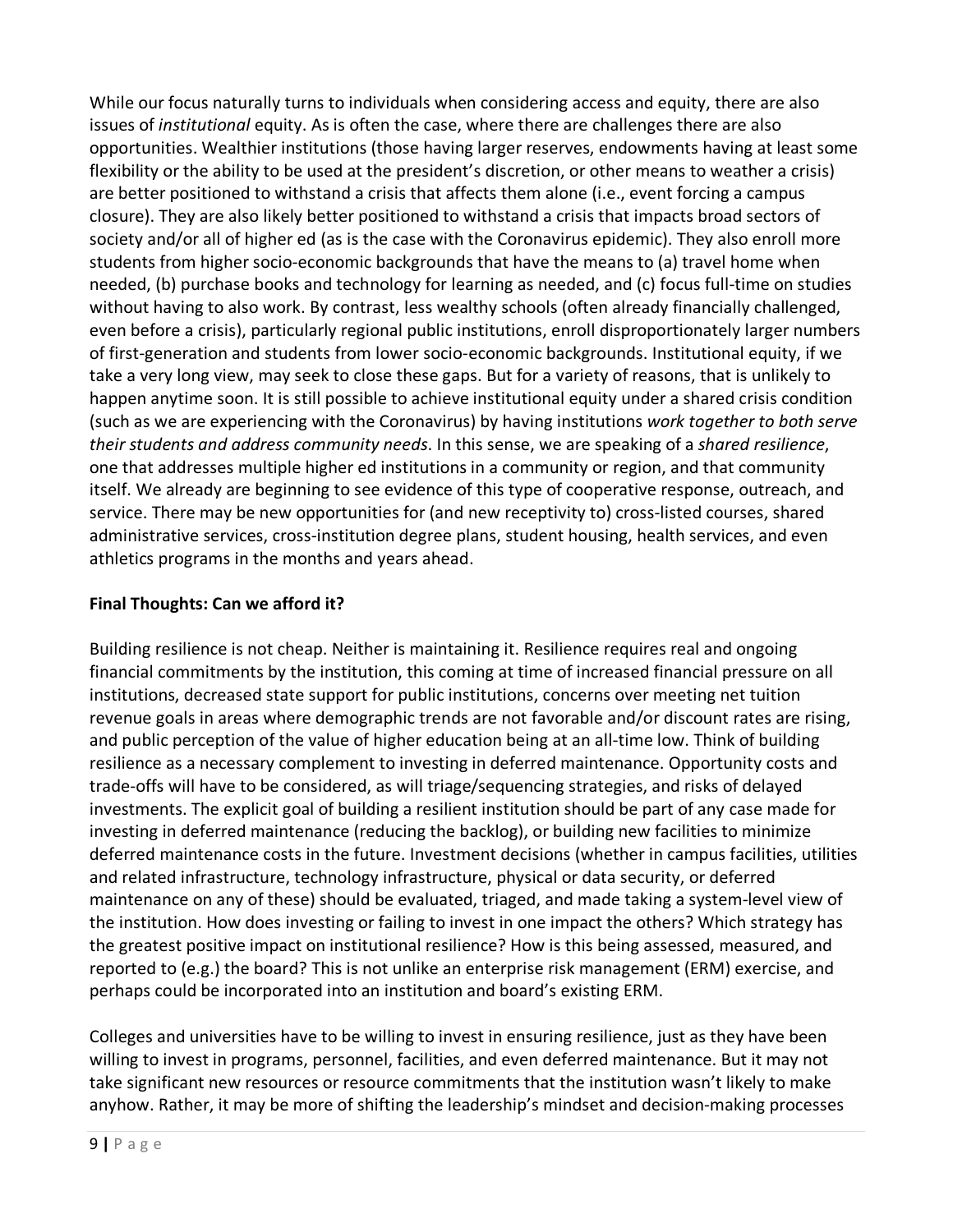While our focus naturally turns to individuals when considering access and equity, there are also issues of *institutional* equity. As is often the case, where there are challenges there are also opportunities. Wealthier institutions (those having larger reserves, endowments having at least some flexibility or the ability to be used at the president's discretion, or other means to weather a crisis) are better positioned to withstand a crisis that affects them alone (i.e., event forcing a campus closure). They are also likely better positioned to withstand a crisis that impacts broad sectors of society and/or all of higher ed (as is the case with the Coronavirus epidemic). They also enroll more students from higher socio-economic backgrounds that have the means to (a) travel home when needed, (b) purchase books and technology for learning as needed, and (c) focus full-time on studies without having to also work. By contrast, less wealthy schools (often already financially challenged, even before a crisis), particularly regional public institutions, enroll disproportionately larger numbers of first-generation and students from lower socio-economic backgrounds. Institutional equity, if we take a very long view, may seek to close these gaps. But for a variety of reasons, that is unlikely to happen anytime soon. It is still possible to achieve institutional equity under a shared crisis condition (such as we are experiencing with the Coronavirus) by having institutions *work together to both serve their students and address community needs*. In this sense, we are speaking of a *shared resilience*, one that addresses multiple higher ed institutions in a community or region, and that community itself. We already are beginning to see evidence of this type of cooperative response, outreach, and service. There may be new opportunities for (and new receptivity to) cross-listed courses, shared administrative services, cross-institution degree plans, student housing, health services, and even athletics programs in the months and years ahead.

**Final Thoughts: Can we afford it?**

Building resilience is not cheap. Neither is maintaining it. Resilience requires real and ongoing financial commitments by the institution, this coming at time of increased financial pressure on all institutions, decreased state support for public institutions, concerns over meeting net tuition revenue goals in areas where demographic trends are not favorable and/or discount rates are rising, and public perception of the value of higher education being at an all-time low. Think of building resilience as a necessary complement to investing in deferred maintenance. Opportunity costs and trade-offs will have to be considered, as will triage/sequencing strategies, and risks of delayed investments. The explicit goal of building a resilient institution should be part of any case made for investing in deferred maintenance (reducing the backlog), or building new facilities to minimize deferred maintenance costs in the future. Investment decisions (whether in campus facilities, utilities and related infrastructure, technology infrastructure, physical or data security, or deferred maintenance on any of these) should be evaluated, triaged, and made taking a system-level view of the institution. How does investing or failing to invest in one impact the others? Which strategy has the greatest positive impact on institutional resilience? How is this being assessed, measured, and reported to (e.g.) the board? This is not unlike an enterprise risk management (ERM) exercise, and perhaps could be incorporated into an institution and board's existing ERM.

Colleges and universities have to be willing to invest in ensuring resilience, just as they have been willing to invest in programs, personnel, facilities, and even deferred maintenance. But it may not take significant new resources or resource commitments that the institution wasn't likely to make anyhow. Rather, it may be more of shifting the leadership's mindset and decision-making processes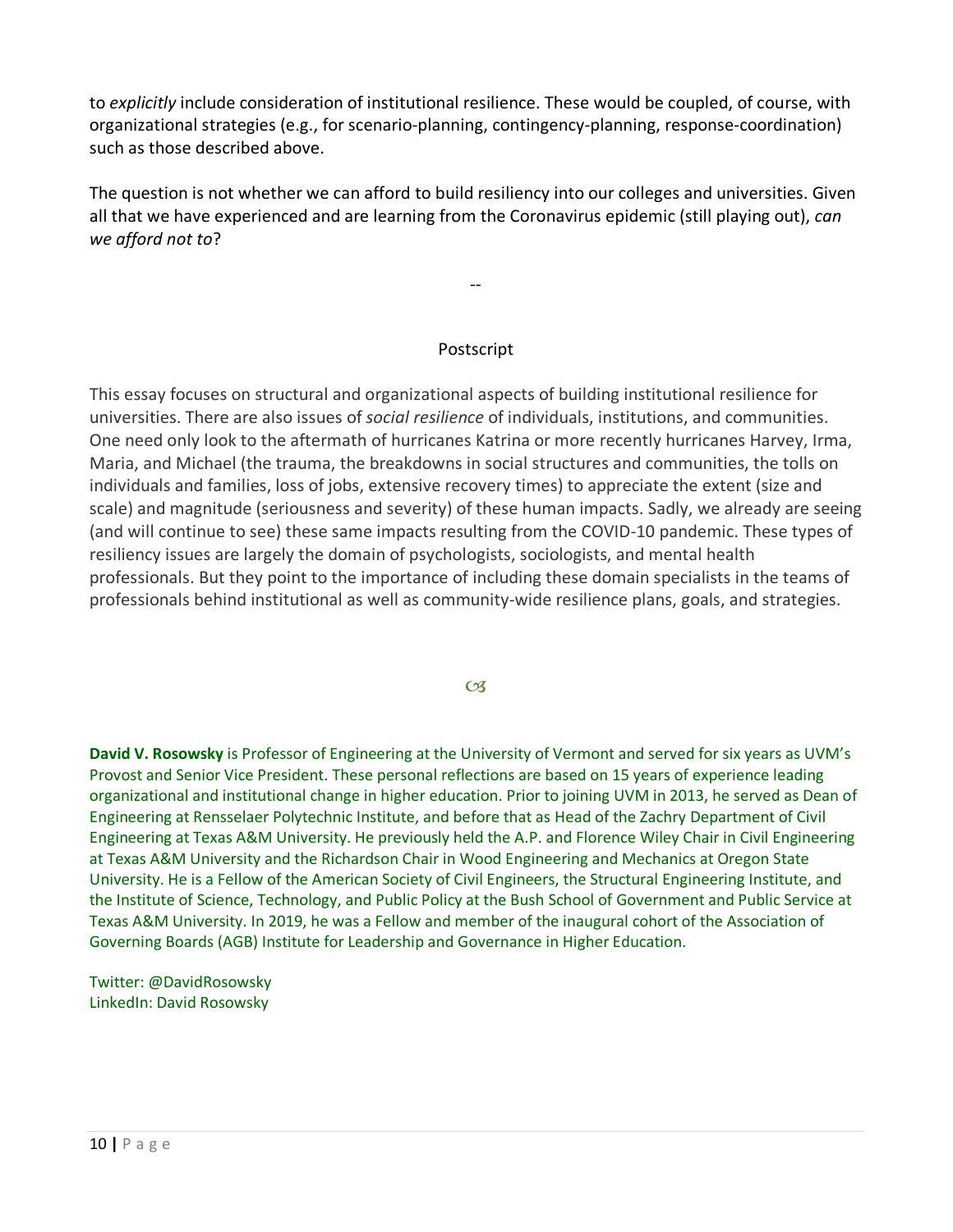to *explicitly* include consideration of institutional resilience. These would be coupled, of course, with organizational strategies (e.g., for scenario-planning, contingency-planning, response-coordination) such as those described above.

The question is not whether we can afford to build resiliency into our colleges and universities. Given all that we have experienced and are learning from the Coronavirus epidemic (still playing out), *can we afford not to*?

--

## Postscript

This essay focuses on structural and organizational aspects of building institutional resilience for universities. There are also issues of *social resilience* of individuals, institutions, and communities. One need only look to the aftermath of hurricanes Katrina or more recently hurricanes Harvey, Irma, Maria, and Michael (the trauma, the breakdowns in social structures and communities, the tolls on individuals and families, loss of jobs, extensive recovery times) to appreciate the extent (size and scale) and magnitude (seriousness and severity) of these human impacts. Sadly, we already are seeing (and will continue to see) these same impacts resulting from the COVID-10 pandemic. These types of resiliency issues are largely the domain of psychologists, sociologists, and mental health professionals. But they point to the importance of including these domain specialists in the teams of professionals behind institutional as well as community-wide resilience plans, goals, and strategies.

☙

**David V. Rosowsky** is Professor of Engineering at the University of Vermont and served for six years as UVM's Provost and Senior Vice President. These personal reflections are based on 15 years of experience leading organizational and institutional change in higher education. Prior to joining UVM in 2013, he served as Dean of Engineering at Rensselaer Polytechnic Institute, and before that as Head of the Zachry Department of Civil Engineering at Texas A&M University. He previously held the A.P. and Florence Wiley Chair in Civil Engineering at Texas A&M University and the Richardson Chair in Wood Engineering and Mechanics at Oregon State University. He is a Fellow of the American Society of Civil Engineers, the Structural Engineering Institute, and the Institute of Science, Technology, and Public Policy at the Bush School of Government and Public Service at Texas A&M University. In 2019, he was a Fellow and member of the inaugural cohort of the Association of Governing Boards (AGB) Institute for Leadership and Governance in Higher Education.

Twitter: @DavidRosowsky
LinkedIn: David Rosowsky